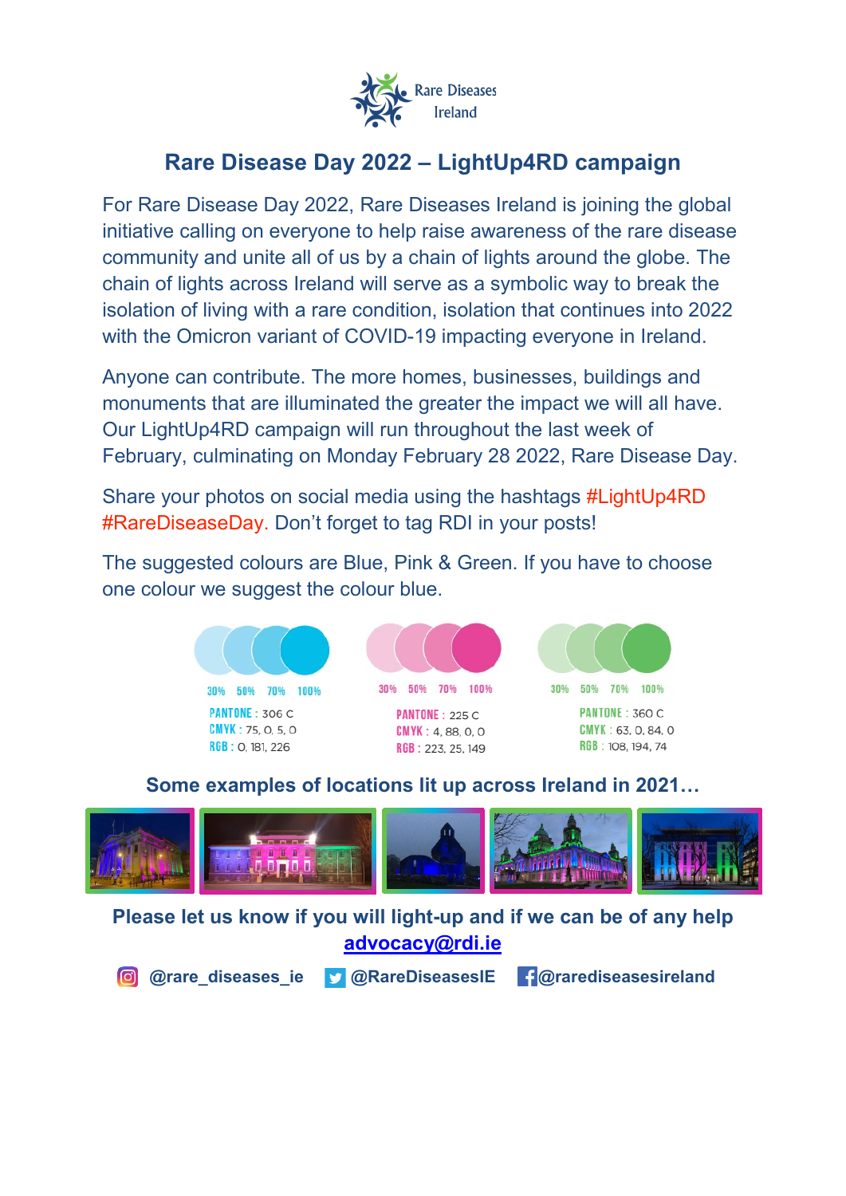Rare Diseases Ireland

# Rare Disease Day 2022 – LightUp4RD campaign

For Rare Disease Day 2022, Rare Diseases Ireland is joining the global initiative calling on everyone to help raise awareness of the rare disease community and unite all of us by a chain of lights around the globe. The chain of lights across Ireland will serve as a symbolic way to break the isolation of living with a rare condition, isolation that continues into 2022 with the Omicron variant of COVID-19 impacting everyone in Ireland.

Anyone can contribute. The more homes, businesses, buildings and monuments that are illuminated the greater the impact we will all have. Our LightUp4RD campaign will run throughout the last week of February, culminating on Monday February 28 2022, Rare Disease Day.

Share your photos on social media using the hashtags #LightUp4RD #RareDiseaseDay. Don't forget to tag RDI in your posts!

The suggested colours are Blue, Pink & Green. If you have to choose one colour we suggest the colour blue.

| Blue | Pink | Green |
|---|---|---|
| 30% 50% 70% 100% | 30% 50% 70% 100% | 30% 50% 70% 100% |
| PANTONE : 306 C | PANTONE : 225 C | PANTONE : 360 C |
| CMYK : 75, 0, 5, 0 | CMYK : 4, 88, 0, 0 | CMYK : 63, 0, 84, 0 |
| RGB : 0, 181, 226 | RGB : 223, 25, 149 | RGB : 108, 194, 74 |

## Some examples of locations lit up across Ireland in 2021…

**Please let us know if you will light-up and if we can be of any help**
**advocacy@rdi.ie**

**@rare_diseases_ie** **@RareDiseasesIE** **@rarediseasesireland**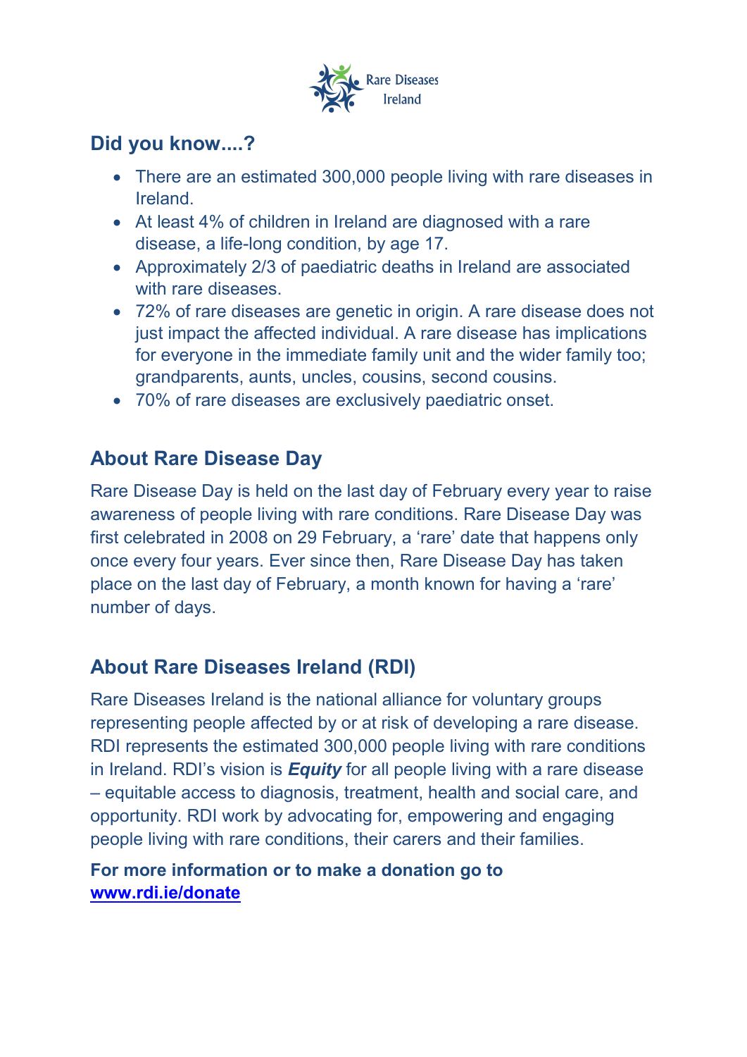Rare Diseases Ireland

## Did you know....?

- There are an estimated 300,000 people living with rare diseases in Ireland.
- At least 4% of children in Ireland are diagnosed with a rare disease, a life-long condition, by age 17.
- Approximately 2/3 of paediatric deaths in Ireland are associated with rare diseases.
- 72% of rare diseases are genetic in origin. A rare disease does not just impact the affected individual. A rare disease has implications for everyone in the immediate family unit and the wider family too; grandparents, aunts, uncles, cousins, second cousins.
- 70% of rare diseases are exclusively paediatric onset.

## About Rare Disease Day

Rare Disease Day is held on the last day of February every year to raise awareness of people living with rare conditions. Rare Disease Day was first celebrated in 2008 on 29 February, a 'rare' date that happens only once every four years. Ever since then, Rare Disease Day has taken place on the last day of February, a month known for having a 'rare' number of days.

## About Rare Diseases Ireland (RDI)

Rare Diseases Ireland is the national alliance for voluntary groups representing people affected by or at risk of developing a rare disease. RDI represents the estimated 300,000 people living with rare conditions in Ireland. RDI's vision is ***Equity*** for all people living with a rare disease – equitable access to diagnosis, treatment, health and social care, and opportunity. RDI work by advocating for, empowering and engaging people living with rare conditions, their carers and their families.

**For more information or to make a donation go to [www.rdi.ie/donate](www.rdi.ie/donate)**